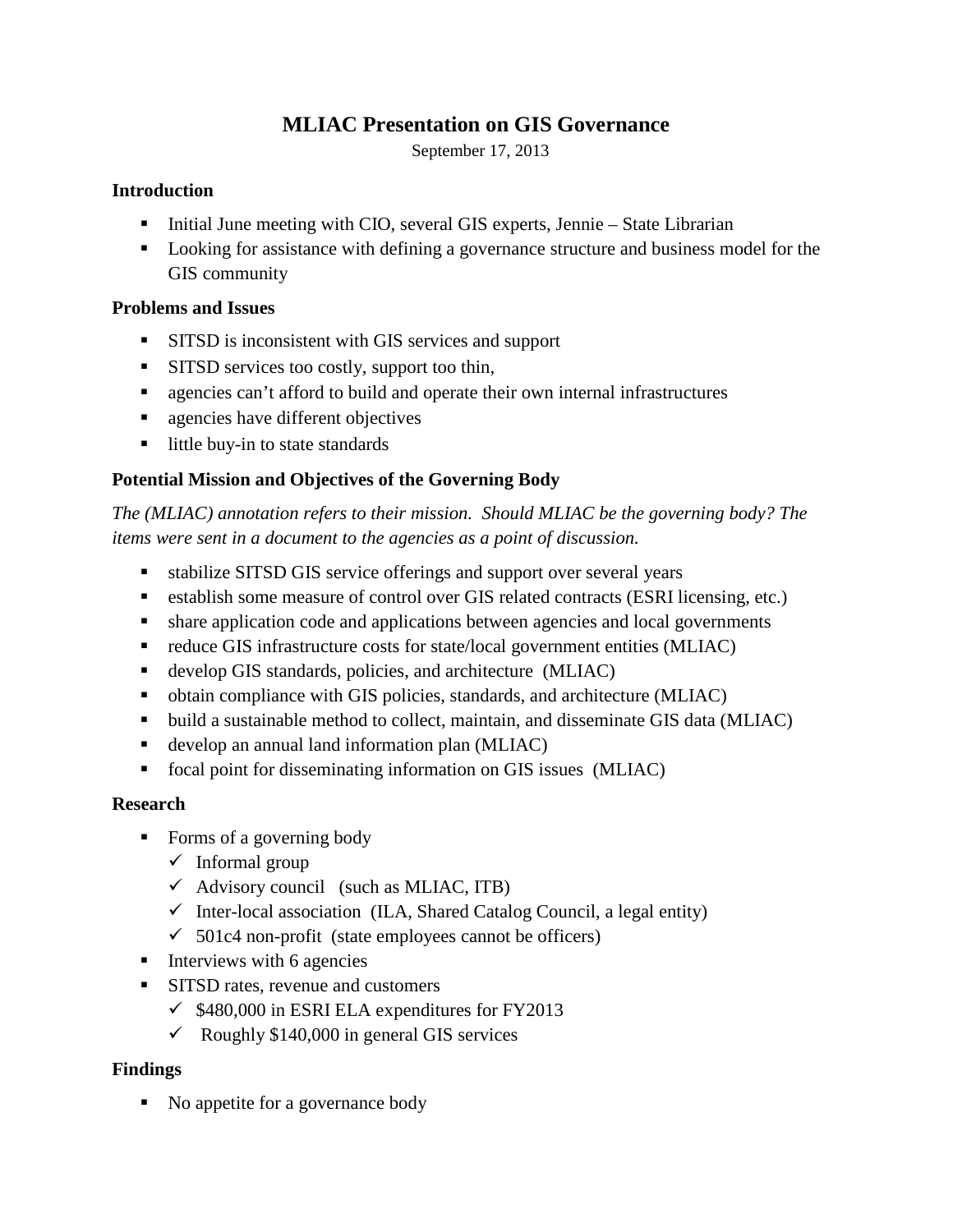# MLIAC Presentation on GIS Governance

September 17, 2013

### Introduction

- Initial June meeting with CIO, several GIS experts, Jennie – State Librarian
- Looking for assistance with defining a governance structure and business model for the GIS community

### Problems and Issues

- SITSD is inconsistent with GIS services and support
- SITSD services too costly, support too thin,
- agencies can't afford to build and operate their own internal infrastructures
- agencies have different objectives
- little buy-in to state standards

### Potential Mission and Objectives of the Governing Body

*The (MLIAC) annotation refers to their mission. Should MLIAC be the governing body? The items were sent in a document to the agencies as a point of discussion.*

- stabilize SITSD GIS service offerings and support over several years
- establish some measure of control over GIS related contracts (ESRI licensing, etc.)
- share application code and applications between agencies and local governments
- reduce GIS infrastructure costs for state/local government entities (MLIAC)
- develop GIS standards, policies, and architecture (MLIAC)
- obtain compliance with GIS policies, standards, and architecture (MLIAC)
- build a sustainable method to collect, maintain, and disseminate GIS data (MLIAC)
- develop an annual land information plan (MLIAC)
- focal point for disseminating information on GIS issues (MLIAC)

### Research

- Forms of a governing body
  - ✓ Informal group
  - ✓ Advisory council (such as MLIAC, ITB)
  - ✓ Inter-local association (ILA, Shared Catalog Council, a legal entity)
  - ✓ 501c4 non-profit (state employees cannot be officers)
- Interviews with 6 agencies
- SITSD rates, revenue and customers
  - ✓ $480,000 in ESRI ELA expenditures for FY2013
  - ✓ Roughly $140,000 in general GIS services

### Findings

- No appetite for a governance body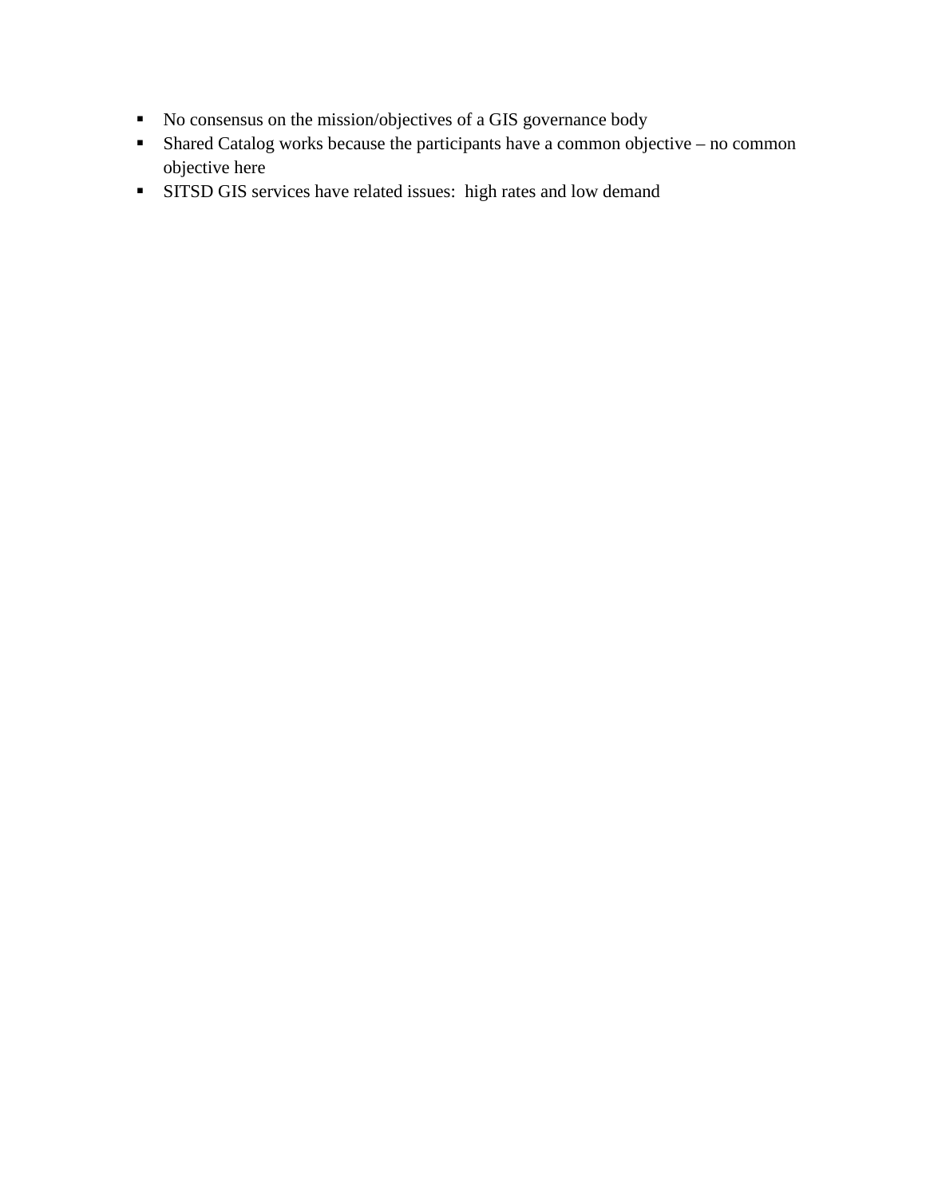- No consensus on the mission/objectives of a GIS governance body
- Shared Catalog works because the participants have a common objective – no common objective here
- SITSD GIS services have related issues: high rates and low demand